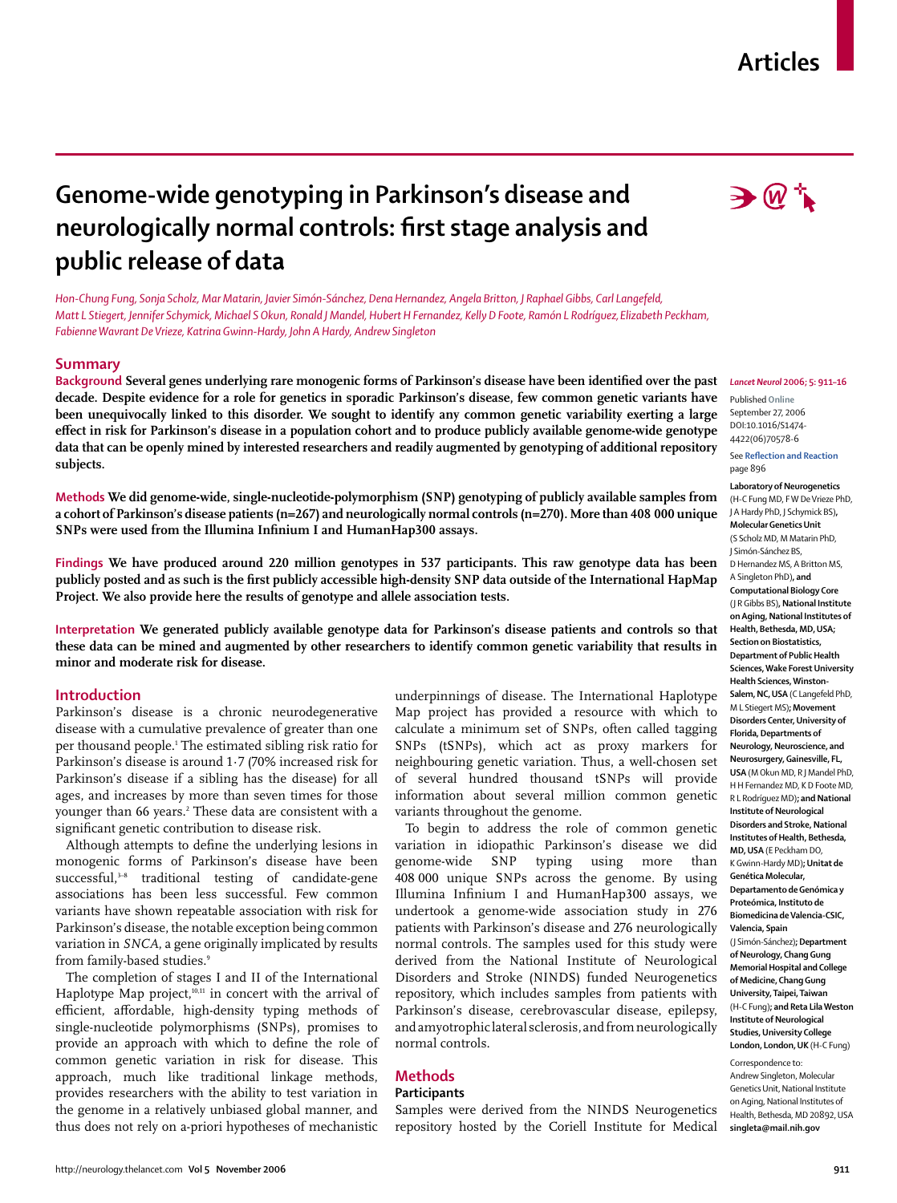# Genome-wide genotyping in Parkinson's disease and neurologically normal controls: first stage analysis and public release of data

*Hon-Chung Fung, Sonja Scholz, Mar Matarin, Javier Simón-Sánchez, Dena Hernandez, Angela Britton, J Raphael Gibbs, Carl Langefeld, Matt L Stiegert, Jennifer Schymick, Michael S Okun, Ronald J Mandel, Hubert H Fernandez, Kelly D Foote, Ramón L Rodríguez, Elizabeth Peckham, Fabienne Wavrant De Vrieze, Katrina Gwinn-Hardy, John A Hardy, Andrew Singleton*

## Summary

**Background** **Several genes underlying rare monogenic forms of Parkinson's disease have been identified over the past decade. Despite evidence for a role for genetics in sporadic Parkinson's disease, few common genetic variants have been unequivocally linked to this disorder. We sought to identify any common genetic variability exerting a large effect in risk for Parkinson's disease in a population cohort and to produce publicly available genome-wide genotype data that can be openly mined by interested researchers and readily augmented by genotyping of additional repository subjects.**

**Methods** **We did genome-wide, single-nucleotide-polymorphism (SNP) genotyping of publicly available samples from a cohort of Parkinson's disease patients (n=267) and neurologically normal controls (n=270). More than 408 000 unique SNPs were used from the Illumina Infinium I and HumanHap300 assays.**

**Findings** **We have produced around 220 million genotypes in 537 participants. This raw genotype data has been publicly posted and as such is the first publicly accessible high-density SNP data outside of the International HapMap Project. We also provide here the results of genotype and allele association tests.**

**Interpretation** **We generated publicly available genotype data for Parkinson's disease patients and controls so that these data can be mined and augmented by other researchers to identify common genetic variability that results in minor and moderate risk for disease.**

*Lancet Neurol* 2006; 5: 911–16

Published **Online** September 27, 2006 DOI:10.1016/S1474-4422(06)70578-6

See **Reflection and Reaction** page 896

**Laboratory of Neurogenetics** (H-C Fung MD, F W De Vrieze PhD, J A Hardy PhD, J Schymick BS), **Molecular Genetics Unit** (S Scholz MD, M Matarin PhD, J Simón-Sánchez BS, D Hernandez MS, A Britton MS, A Singleton PhD), **and Computational Biology Core** (J R Gibbs BS), **National Institute on Aging, National Institutes of Health, Bethesda, MD, USA; Section on Biostatistics, Department of Public Health Sciences, Wake Forest University Health Sciences, Winston-Salem, NC, USA** (C Langefeld PhD, M L Stiegert MS)**; Movement Disorders Center, University of Florida, Departments of Neurology, Neuroscience, and Neurosurgery, Gainesville, FL, USA** (M Okun MD, R J Mandel PhD, H H Fernandez MD, K D Foote MD, R L Rodríguez MD)**; and National Institute of Neurological Disorders and Stroke, National Institutes of Health, Bethesda, MD, USA** (E Peckham DO, K Gwinn-Hardy MD)**; Unitat de Genética Molecular, Departamento de Genómica y Proteómica, Instituto de Biomedicina de Valencia-CSIC, Valencia, Spain** (J Simón-Sánchez)**; Department of Neurology, Chang Gung Memorial Hospital and College of Medicine, Chang Gung University, Taipei, Taiwan** (H-C Fung)**; and Reta Lila Weston Institute of Neurological Studies, University College London, London, UK** (H-C Fung)

Correspondence to: Andrew Singleton, Molecular Genetics Unit, National Institute on Aging, National Institutes of Health, Bethesda, MD 20892, USA **singleta@mail.nih.gov**

## Introduction

Parkinson's disease is a chronic neurodegenerative disease with a cumulative prevalence of greater than one per thousand people.[1] The estimated sibling risk ratio for Parkinson's disease is around 1·7 (70% increased risk for Parkinson's disease if a sibling has the disease) for all ages, and increases by more than seven times for those younger than 66 years.[2] These data are consistent with a significant genetic contribution to disease risk.

Although attempts to define the underlying lesions in monogenic forms of Parkinson's disease have been successful,[3–8] traditional testing of candidate-gene associations has been less successful. Few common variants have shown repeatable association with risk for Parkinson's disease, the notable exception being common variation in *SNCA*, a gene originally implicated by results from family-based studies.[9]

The completion of stages I and II of the International Haplotype Map project,[10,11] in concert with the arrival of efficient, affordable, high-density typing methods of single-nucleotide polymorphisms (SNPs), promises to provide an approach with which to define the role of common genetic variation in risk for disease. This approach, much like traditional linkage methods, provides researchers with the ability to test variation in the genome in a relatively unbiased global manner, and thus does not rely on a-priori hypotheses of mechanistic underpinnings of disease. The International Haplotype Map project has provided a resource with which to calculate a minimum set of SNPs, often called tagging SNPs (tSNPs), which act as proxy markers for neighbouring genetic variation. Thus, a well-chosen set of several hundred thousand tSNPs will provide information about several million common genetic variants throughout the genome.

To begin to address the role of common genetic variation in idiopathic Parkinson's disease we did genome-wide SNP typing using more than 408 000 unique SNPs across the genome. By using Illumina Infinium I and HumanHap300 assays, we undertook a genome-wide association study in 276 patients with Parkinson's disease and 276 neurologically normal controls. The samples used for this study were derived from the National Institute of Neurological Disorders and Stroke (NINDS) funded Neurogenetics repository, which includes samples from patients with Parkinson's disease, cerebrovascular disease, epilepsy, and amyotrophic lateral sclerosis, and from neurologically normal controls.

## Methods

### Participants

Samples were derived from the NINDS Neurogenetics repository hosted by the Coriell Institute for Medical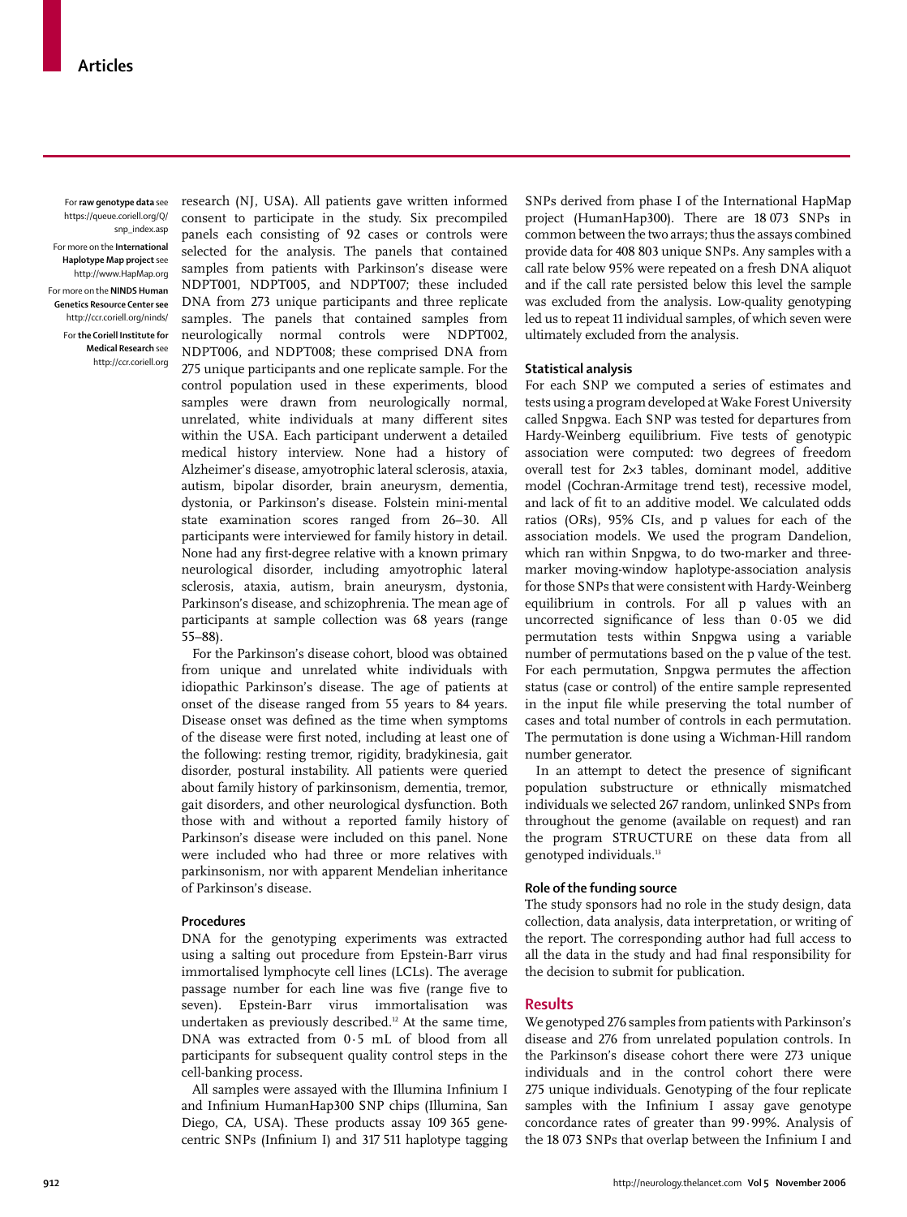For **raw genotype data** see https://queue.coriell.org/Q/snp_index.asp

For more on the **International Haplotype Map project** see http://www.HapMap.org

For more on the **NINDS Human Genetics Resource Center see** http://ccr.coriell.org/ninds/

For **the Coriell Institute for Medical Research** see http://ccr.coriell.org

research (NJ, USA). All patients gave written informed consent to participate in the study. Six precompiled panels each consisting of 92 cases or controls were selected for the analysis. The panels that contained samples from patients with Parkinson's disease were NDPT001, NDPT005, and NDPT007; these included DNA from 273 unique participants and three replicate samples. The panels that contained samples from neurologically normal controls were NDPT002, NDPT006, and NDPT008; these comprised DNA from 275 unique participants and one replicate sample. For the control population used in these experiments, blood samples were drawn from neurologically normal, unrelated, white individuals at many different sites within the USA. Each participant underwent a detailed medical history interview. None had a history of Alzheimer's disease, amyotrophic lateral sclerosis, ataxia, autism, bipolar disorder, brain aneurysm, dementia, dystonia, or Parkinson's disease. Folstein mini-mental state examination scores ranged from 26–30. All participants were interviewed for family history in detail. None had any first-degree relative with a known primary neurological disorder, including amyotrophic lateral sclerosis, ataxia, autism, brain aneurysm, dystonia, Parkinson's disease, and schizophrenia. The mean age of participants at sample collection was 68 years (range 55–88).

For the Parkinson's disease cohort, blood was obtained from unique and unrelated white individuals with idiopathic Parkinson's disease. The age of patients at onset of the disease ranged from 55 years to 84 years. Disease onset was defined as the time when symptoms of the disease were first noted, including at least one of the following: resting tremor, rigidity, bradykinesia, gait disorder, postural instability. All patients were queried about family history of parkinsonism, dementia, tremor, gait disorders, and other neurological dysfunction. Both those with and without a reported family history of Parkinson's disease were included on this panel. None were included who had three or more relatives with parkinsonism, nor with apparent Mendelian inheritance of Parkinson's disease.

### Procedures

DNA for the genotyping experiments was extracted using a salting out procedure from Epstein-Barr virus immortalised lymphocyte cell lines (LCLs). The average passage number for each line was five (range five to seven). Epstein-Barr virus immortalisation was undertaken as previously described.[12] At the same time, DNA was extracted from 0·5 mL of blood from all participants for subsequent quality control steps in the cell-banking process.

All samples were assayed with the Illumina Infinium I and Infinium HumanHap300 SNP chips (Illumina, San Diego, CA, USA). These products assay 109 365 gene-centric SNPs (Infinium I) and 317 511 haplotype tagging SNPs derived from phase I of the International HapMap project (HumanHap300). There are 18 073 SNPs in common between the two arrays; thus the assays combined provide data for 408 803 unique SNPs. Any samples with a call rate below 95% were repeated on a fresh DNA aliquot and if the call rate persisted below this level the sample was excluded from the analysis. Low-quality genotyping led us to repeat 11 individual samples, of which seven were ultimately excluded from the analysis.

### Statistical analysis

For each SNP we computed a series of estimates and tests using a program developed at Wake Forest University called Snpgwa. Each SNP was tested for departures from Hardy-Weinberg equilibrium. Five tests of genotypic association were computed: two degrees of freedom overall test for 2×3 tables, dominant model, additive model (Cochran-Armitage trend test), recessive model, and lack of fit to an additive model. We calculated odds ratios (ORs), 95% CIs, and p values for each of the association models. We used the program Dandelion, which ran within Snpgwa, to do two-marker and three-marker moving-window haplotype-association analysis for those SNPs that were consistent with Hardy-Weinberg equilibrium in controls. For all p values with an uncorrected significance of less than 0·05 we did permutation tests within Snpgwa using a variable number of permutations based on the p value of the test. For each permutation, Snpgwa permutes the affection status (case or control) of the entire sample represented in the input file while preserving the total number of cases and total number of controls in each permutation. The permutation is done using a Wichman-Hill random number generator.

In an attempt to detect the presence of significant population substructure or ethnically mismatched individuals we selected 267 random, unlinked SNPs from throughout the genome (available on request) and ran the program STRUCTURE on these data from all genotyped individuals.[13]

### Role of the funding source

The study sponsors had no role in the study design, data collection, data analysis, data interpretation, or writing of the report. The corresponding author had full access to all the data in the study and had final responsibility for the decision to submit for publication.

## Results

We genotyped 276 samples from patients with Parkinson's disease and 276 from unrelated population controls. In the Parkinson's disease cohort there were 273 unique individuals and in the control cohort there were 275 unique individuals. Genotyping of the four replicate samples with the Infinium I assay gave genotype concordance rates of greater than 99·99%. Analysis of the 18 073 SNPs that overlap between the Infinium I and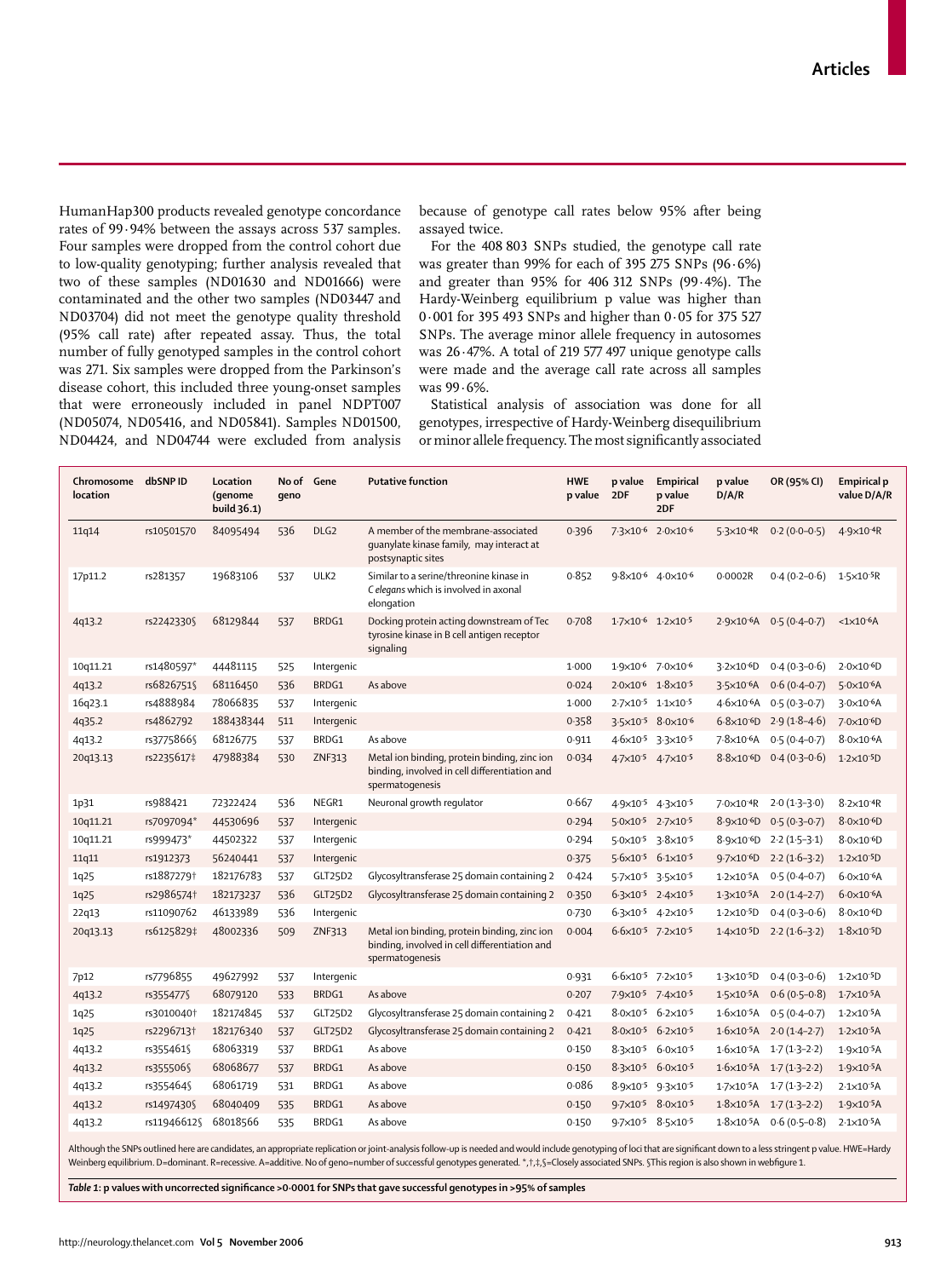HumanHap300 products revealed genotype concordance rates of 99·94% between the assays across 537 samples. Four samples were dropped from the control cohort due to low-quality genotyping; further analysis revealed that two of these samples (ND01630 and ND01666) were contaminated and the other two samples (ND03447 and ND03704) did not meet the genotype quality threshold (95% call rate) after repeated assay. Thus, the total number of fully genotyped samples in the control cohort was 271. Six samples were dropped from the Parkinson's disease cohort, this included three young-onset samples that were erroneously included in panel NDPT007 (ND05074, ND05416, and ND05841). Samples ND01500, ND04424, and ND04744 were excluded from analysis because of genotype call rates below 95% after being assayed twice.

For the 408 803 SNPs studied, the genotype call rate was greater than 99% for each of 395 275 SNPs (96·6%) and greater than 95% for 406 312 SNPs (99·4%). The Hardy-Weinberg equilibrium p value was higher than 0·001 for 395 493 SNPs and higher than 0·05 for 375 527 SNPs. The average minor allele frequency in autosomes was 26·47%. A total of 219 577 497 unique genotype calls were made and the average call rate across all samples was 99·6%.

Statistical analysis of association was done for all genotypes, irrespective of Hardy-Weinberg disequilibrium or minor allele frequency. The most significantly associated

| Chromosome location | dbSNP ID | Location (genome build 36.1) | No of geno | Gene | Putative function | HWE p value | p value 2DF | Empirical p value 2DF | p value D/A/R | OR (95% CI) | Empirical p value D/A/R |
|---|---|---|---|---|---|---|---|---|---|---|---|
| 11q14 | rs10501570 | 84095494 | 536 | DLG2 | A member of the membrane-associated guanylate kinase family, may interact at postsynaptic sites | 0·396 | $7{\cdot}3\times10^{-6}$ | $2{\cdot}0\times10^{-6}$ | $5{\cdot}3\times10^{-4}$R | 0·2 (0·0–0·5) | $4{\cdot}9\times10^{-4}$R |
| 17p11.2 | rs281357 | 19683106 | 537 | ULK2 | Similar to a serine/threonine kinase in *C elegans* which is involved in axonal elongation | 0·852 | $9{\cdot}8\times10^{-6}$ | $4{\cdot}0\times10^{-6}$ | 0·0002R | 0·4 (0·2–0·6) | $1{\cdot}5\times10^{-5}$R |
| 4q13.2 | rs2242330§ | 68129844 | 537 | BRDG1 | Docking protein acting downstream of Tec tyrosine kinase in B cell antigen receptor signaling | 0·708 | $1{\cdot}7\times10^{-6}$ | $1{\cdot}2\times10^{-5}$ | $2{\cdot}9\times10^{-6}$A | 0·5 (0·4–0·7) | $<1\times10^{-6}$A |
| 10q11.21 | rs1480597* | 44481115 | 525 | Intergenic | | 1·000 | $1{\cdot}9\times10^{-6}$ | $7{\cdot}0\times10^{-6}$ | $3{\cdot}2\times10^{-6}$D | 0·4 (0·3–0·6) | $2{\cdot}0\times10^{-6}$D |
| 4q13.2 | rs6826751§ | 68116450 | 536 | BRDG1 | As above | 0·024 | $2{\cdot}0\times10^{-6}$ | $1{\cdot}8\times10^{-5}$ | $3{\cdot}5\times10^{-6}$A | 0·6 (0·4–0·7) | $5{\cdot}0\times10^{-6}$A |
| 16q23.1 | rs4888984 | 78066835 | 537 | Intergenic | | 1·000 | $2{\cdot}7\times10^{-5}$ | $1{\cdot}1\times10^{-5}$ | $4{\cdot}6\times10^{-6}$A | 0·5 (0·3–0·7) | $3{\cdot}0\times10^{-6}$A |
| 4q35.2 | rs4862792 | 188438344 | 511 | Intergenic | | 0·358 | $3{\cdot}5\times10^{-5}$ | $8{\cdot}0\times10^{-6}$ | $6{\cdot}8\times10^{-6}$D | 2·9 (1·8–4·6) | $7{\cdot}0\times10^{-6}$D |
| 4q13.2 | rs3775866§ | 68126775 | 537 | BRDG1 | As above | 0·911 | $4{\cdot}6\times10^{-5}$ | $3{\cdot}3\times10^{-5}$ | $7{\cdot}8\times10^{-6}$A | 0·5 (0·4–0·7) | $8{\cdot}0\times10^{-6}$A |
| 20q13.13 | rs2235617‡ | 47988384 | 530 | ZNF313 | Metal ion binding, protein binding, zinc ion binding, involved in cell differentiation and spermatogenesis | 0·034 | $4{\cdot}7\times10^{-5}$ | $4{\cdot}7\times10^{-5}$ | $8{\cdot}8\times10^{-6}$D | 0·4 (0·3–0·6) | $1{\cdot}2\times10^{-5}$D |
| 1p31 | rs988421 | 72322424 | 536 | NEGR1 | Neuronal growth regulator | 0·667 | $4{\cdot}9\times10^{-5}$ | $4{\cdot}3\times10^{-5}$ | $7{\cdot}0\times10^{-4}$R | 2·0 (1·3–3·0) | $8{\cdot}2\times10^{-4}$R |
| 10q11.21 | rs7097094* | 44530696 | 537 | Intergenic | | 0·294 | $5{\cdot}0\times10^{-5}$ | $2{\cdot}7\times10^{-5}$ | $8{\cdot}9\times10^{-6}$D | 0·5 (0·3–0·7) | $8{\cdot}0\times10^{-6}$D |
| 10q11.21 | rs999473* | 44502322 | 537 | Intergenic | | 0·294 | $5{\cdot}0\times10^{-5}$ | $3{\cdot}8\times10^{-5}$ | $8{\cdot}9\times10^{-6}$D | 2·2 (1·5–3·1) | $8{\cdot}0\times10^{-6}$D |
| 11q11 | rs1912373 | 56240441 | 537 | Intergenic | | 0·375 | $5{\cdot}6\times10^{-5}$ | $6{\cdot}1\times10^{-5}$ | $9{\cdot}7\times10^{-6}$D | 2·2 (1·6–3·2) | $1{\cdot}2\times10^{-5}$D |
| 1q25 | rs1887279† | 182176783 | 537 | GLT25D2 | Glycosyltransferase 25 domain containing 2 | 0·424 | $5{\cdot}7\times10^{-5}$ | $3{\cdot}5\times10^{-5}$ | $1{\cdot}2\times10^{-5}$A | 0·5 (0·4–0·7) | $6{\cdot}0\times10^{-6}$A |
| 1q25 | rs2986574† | 182173237 | 536 | GLT25D2 | Glycosyltransferase 25 domain containing 2 | 0·350 | $6{\cdot}3\times10^{-5}$ | $2{\cdot}4\times10^{-5}$ | $1{\cdot}3\times10^{-5}$A | 2·0 (1·4–2·7) | $6{\cdot}0\times10^{-6}$A |
| 22q13 | rs11090762 | 46133989 | 536 | Intergenic | | 0·730 | $6{\cdot}3\times10^{-5}$ | $4{\cdot}2\times10^{-5}$ | $1{\cdot}2\times10^{-5}$D | 0·4 (0·3–0·6) | $8{\cdot}0\times10^{-6}$D |
| 20q13.13 | rs6125829‡ | 48002336 | 509 | ZNF313 | Metal ion binding, protein binding, zinc ion binding, involved in cell differentiation and spermatogenesis | 0·004 | $6{\cdot}6\times10^{-5}$ | $7{\cdot}2\times10^{-5}$ | $1{\cdot}4\times10^{-5}$D | 2·2 (1·6–3·2) | $1{\cdot}8\times10^{-5}$D |
| 7p12 | rs7796855 | 49627992 | 537 | Intergenic | | 0·931 | $6{\cdot}6\times10^{-5}$ | $7{\cdot}2\times10^{-5}$ | $1{\cdot}3\times10^{-5}$D | 0·4 (0·3–0·6) | $1{\cdot}2\times10^{-5}$D |
| 4q13.2 | rs355477§ | 68079120 | 533 | BRDG1 | As above | 0·207 | $7{\cdot}9\times10^{-5}$ | $7{\cdot}4\times10^{-5}$ | $1{\cdot}5\times10^{-5}$A | 0·6 (0·5–0·8) | $1{\cdot}7\times10^{-5}$A |
| 1q25 | rs3010040† | 182174845 | 537 | GLT25D2 | Glycosyltransferase 25 domain containing 2 | 0·421 | $8{\cdot}0\times10^{-5}$ | $6{\cdot}2\times10^{-5}$ | $1{\cdot}6\times10^{-5}$A | 0·5 (0·4–0·7) | $1{\cdot}2\times10^{-5}$A |
| 1q25 | rs2296713† | 182176340 | 537 | GLT25D2 | Glycosyltransferase 25 domain containing 2 | 0·421 | $8{\cdot}0\times10^{-5}$ | $6{\cdot}2\times10^{-5}$ | $1{\cdot}6\times10^{-5}$A | 2·0 (1·4–2·7) | $1{\cdot}2\times10^{-5}$A |
| 4q13.2 | rs355461§ | 68063319 | 537 | BRDG1 | As above | 0·150 | $8{\cdot}3\times10^{-5}$ | $6{\cdot}0\times10^{-5}$ | $1{\cdot}6\times10^{-5}$A | 1·7 (1·3–2·2) | $1{\cdot}9\times10^{-5}$A |
| 4q13.2 | rs355506§ | 68068677 | 537 | BRDG1 | As above | 0·150 | $8{\cdot}3\times10^{-5}$ | $6{\cdot}0\times10^{-5}$ | $1{\cdot}6\times10^{-5}$A | 1·7 (1·3–2·2) | $1{\cdot}9\times10^{-5}$A |
| 4q13.2 | rs355464§ | 68061719 | 531 | BRDG1 | As above | 0·086 | $8{\cdot}9\times10^{-5}$ | $9{\cdot}3\times10^{-5}$ | $1{\cdot}7\times10^{-5}$A | 1·7 (1·3–2·2) | $2{\cdot}1\times10^{-5}$A |
| 4q13.2 | rs1497430§ | 68040409 | 535 | BRDG1 | As above | 0·150 | $9{\cdot}7\times10^{-5}$ | $8{\cdot}0\times10^{-5}$ | $1{\cdot}8\times10^{-5}$A | 1·7 (1·3–2·2) | $1{\cdot}9\times10^{-5}$A |
| 4q13.2 | rs11946612§ | 68018566 | 535 | BRDG1 | As above | 0·150 | $9{\cdot}7\times10^{-5}$ | $8{\cdot}5\times10^{-5}$ | $1{\cdot}8\times10^{-5}$A | 0·6 (0·5–0·8) | $2{\cdot}1\times10^{-5}$A |

Although the SNPs outlined here are candidates, an appropriate replication or joint-analysis follow-up is needed and would include genotyping of loci that are significant down to a less stringent p value. HWE=Hardy Weinberg equilibrium. D=dominant. R=recessive. A=additive. No of geno=number of successful genotypes generated. *,†,‡,§=Closely associated SNPs. §This region is also shown in webfigure 1.

*Table 1:* **p values with uncorrected significance >0·0001 for SNPs that gave successful genotypes in >95% of samples**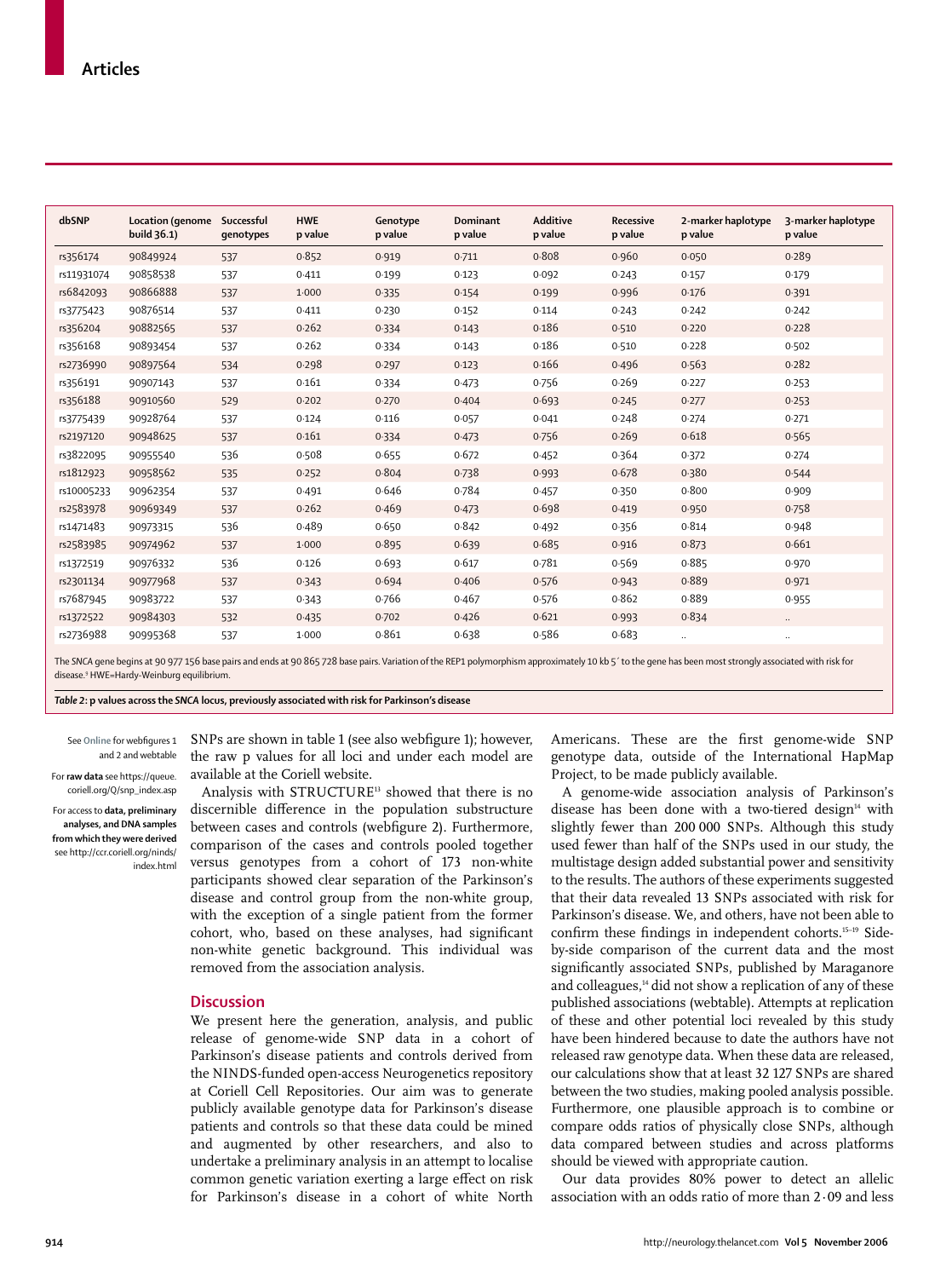| dbSNP | Location (genome build 36.1) | Successful genotypes | HWE p value | Genotype p value | Dominant p value | Additive p value | Recessive p value | 2-marker haplotype p value | 3-marker haplotype p value |
|---|---|---|---|---|---|---|---|---|---|
| rs356174 | 90849924 | 537 | 0·852 | 0·919 | 0·711 | 0·808 | 0·960 | 0·050 | 0·289 |
| rs11931074 | 90858538 | 537 | 0·411 | 0·199 | 0·123 | 0·092 | 0·243 | 0·157 | 0·179 |
| rs6842093 | 90866888 | 537 | 1·000 | 0·335 | 0·154 | 0·199 | 0·996 | 0·176 | 0·391 |
| rs3775423 | 90876514 | 537 | 0·411 | 0·230 | 0·152 | 0·114 | 0·243 | 0·242 | 0·242 |
| rs356204 | 90882565 | 537 | 0·262 | 0·334 | 0·143 | 0·186 | 0·510 | 0·220 | 0·228 |
| rs356168 | 90893454 | 537 | 0·262 | 0·334 | 0·143 | 0·186 | 0·510 | 0·228 | 0·502 |
| rs2736990 | 90897564 | 534 | 0·298 | 0·297 | 0·123 | 0·166 | 0·496 | 0·563 | 0·282 |
| rs356191 | 90907143 | 537 | 0·161 | 0·334 | 0·473 | 0·756 | 0·269 | 0·227 | 0·253 |
| rs356188 | 90910560 | 529 | 0·202 | 0·270 | 0·404 | 0·693 | 0·245 | 0·277 | 0·253 |
| rs3775439 | 90928764 | 537 | 0·124 | 0·116 | 0·057 | 0·041 | 0·248 | 0·274 | 0·271 |
| rs2197120 | 90948625 | 537 | 0·161 | 0·334 | 0·473 | 0·756 | 0·269 | 0·618 | 0·565 |
| rs3822095 | 90955540 | 536 | 0·508 | 0·655 | 0·672 | 0·452 | 0·364 | 0·372 | 0·274 |
| rs1812923 | 90958562 | 535 | 0·252 | 0·804 | 0·738 | 0·993 | 0·678 | 0·380 | 0·544 |
| rs10005233 | 90962354 | 537 | 0·491 | 0·646 | 0·784 | 0·457 | 0·350 | 0·800 | 0·909 |
| rs2583978 | 90969349 | 537 | 0·262 | 0·469 | 0·473 | 0·698 | 0·419 | 0·950 | 0·758 |
| rs1471483 | 90973315 | 536 | 0·489 | 0·650 | 0·842 | 0·492 | 0·356 | 0·814 | 0·948 |
| rs2583985 | 90974962 | 537 | 1·000 | 0·895 | 0·639 | 0·685 | 0·916 | 0·873 | 0·661 |
| rs1372519 | 90976332 | 536 | 0·126 | 0·693 | 0·617 | 0·781 | 0·569 | 0·885 | 0·970 |
| rs2301134 | 90977968 | 537 | 0·343 | 0·694 | 0·406 | 0·576 | 0·943 | 0·889 | 0·971 |
| rs7687945 | 90983722 | 537 | 0·343 | 0·766 | 0·467 | 0·576 | 0·862 | 0·889 | 0·955 |
| rs1372522 | 90984303 | 532 | 0·435 | 0·702 | 0·426 | 0·621 | 0·993 | 0·834 | .. |
| rs2736988 | 90995368 | 537 | 1·000 | 0·861 | 0·638 | 0·586 | 0·683 | .. | .. |

The *SNCA* gene begins at 90 977 156 base pairs and ends at 90 865 728 base pairs. Variation of the REP1 polymorphism approximately 10 kb 5′ to the gene has been most strongly associated with risk for disease.[9] HWE=Hardy-Weinburg equilibrium.

***Table 2*: p values across the *SNCA* locus, previously associated with risk for Parkinson's disease**

See Online for webfigures 1 and 2 and webtable

For **raw data** see https://queue.coriell.org/Q/snp_index.asp

For access to **data, preliminary analyses, and DNA samples from which they were derived** see http://ccr.coriell.org/ninds/index.html

SNPs are shown in table 1 (see also webfigure 1); however, the raw p values for all loci and under each model are available at the Coriell website.

Analysis with STRUCTURE[13] showed that there is no discernible difference in the population substructure between cases and controls (webfigure 2). Furthermore, comparison of the cases and controls pooled together versus genotypes from a cohort of 173 non-white participants showed clear separation of the Parkinson's disease and control group from the non-white group, with the exception of a single patient from the former cohort, who, based on these analyses, had significant non-white genetic background. This individual was removed from the association analysis.

## Discussion

We present here the generation, analysis, and public release of genome-wide SNP data in a cohort of Parkinson's disease patients and controls derived from the NINDS-funded open-access Neurogenetics repository at Coriell Cell Repositories. Our aim was to generate publicly available genotype data for Parkinson's disease patients and controls so that these data could be mined and augmented by other researchers, and also to undertake a preliminary analysis in an attempt to localise common genetic variation exerting a large effect on risk for Parkinson's disease in a cohort of white North Americans. These are the first genome-wide SNP genotype data, outside of the International HapMap Project, to be made publicly available.

A genome-wide association analysis of Parkinson's disease has been done with a two-tiered design[14] with slightly fewer than 200 000 SNPs. Although this study used fewer than half of the SNPs used in our study, the multistage design added substantial power and sensitivity to the results. The authors of these experiments suggested that their data revealed 13 SNPs associated with risk for Parkinson's disease. We, and others, have not been able to confirm these findings in independent cohorts.[15–19] Side-by-side comparison of the current data and the most significantly associated SNPs, published by Maraganore and colleagues,[14] did not show a replication of any of these published associations (webtable). Attempts at replication of these and other potential loci revealed by this study have been hindered because to date the authors have not released raw genotype data. When these data are released, our calculations show that at least 32 127 SNPs are shared between the two studies, making pooled analysis possible. Furthermore, one plausible approach is to combine or compare odds ratios of physically close SNPs, although data compared between studies and across platforms should be viewed with appropriate caution.

Our data provides 80% power to detect an allelic association with an odds ratio of more than 2·09 and less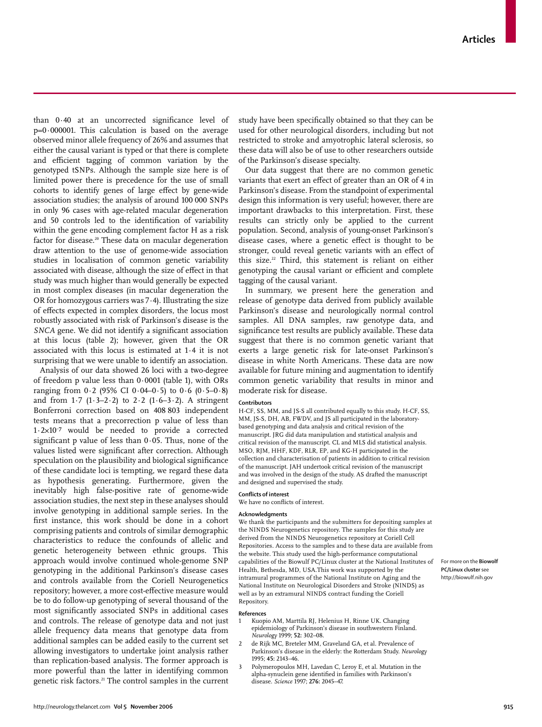than 0·40 at an uncorrected significance level of p=0·000001. This calculation is based on the average observed minor allele frequency of 26% and assumes that either the causal variant is typed or that there is complete and efficient tagging of common variation by the genotyped tSNPs. Although the sample size here is of limited power there is precedence for the use of small cohorts to identify genes of large effect by gene-wide association studies; the analysis of around 100 000 SNPs in only 96 cases with age-related macular degeneration and 50 controls led to the identification of variability within the gene encoding complement factor H as a risk factor for disease.[20] These data on macular degeneration draw attention to the use of genome-wide association studies in localisation of common genetic variability associated with disease, although the size of effect in that study was much higher than would generally be expected in most complex diseases (in macular degeneration the OR for homozygous carriers was 7·4). Illustrating the size of effects expected in complex disorders, the locus most robustly associated with risk of Parkinson's disease is the *SNCA* gene. We did not identify a significant association at this locus (table 2); however, given that the OR associated with this locus is estimated at 1·4 it is not surprising that we were unable to identify an association.

Analysis of our data showed 26 loci with a two-degree of freedom p value less than 0·0001 (table 1), with ORs ranging from 0·2 (95% CI 0·04–0·5) to 0·6 (0·5–0·8) and from 1·7 (1·3–2·2) to 2·2 (1·6–3·2). A stringent Bonferroni correction based on 408 803 independent tests means that a precorrection p value of less than $1{\cdot}2{\times}10^{-7}$ would be needed to provide a corrected significant p value of less than 0·05. Thus, none of the values listed were significant after correction. Although speculation on the plausibility and biological significance of these candidate loci is tempting, we regard these data as hypothesis generating. Furthermore, given the inevitably high false-positive rate of genome-wide association studies, the next step in these analyses should involve genotyping in additional sample series. In the first instance, this work should be done in a cohort comprising patients and controls of similar demographic characteristics to reduce the confounds of allelic and genetic heterogeneity between ethnic groups. This approach would involve continued whole-genome SNP genotyping in the additional Parkinson's disease cases and controls available from the Coriell Neurogenetics repository; however, a more cost-effective measure would be to do follow-up genotyping of several thousand of the most significantly associated SNPs in additional cases and controls. The release of genotype data and not just allele frequency data means that genotype data from additional samples can be added easily to the current set allowing investigators to undertake joint analysis rather than replication-based analysis. The former approach is more powerful than the latter in identifying common genetic risk factors.[21] The control samples in the current study have been specifically obtained so that they can be used for other neurological disorders, including but not restricted to stroke and amyotrophic lateral sclerosis, so these data will also be of use to other researchers outside of the Parkinson's disease specialty.

Our data suggest that there are no common genetic variants that exert an effect of greater than an OR of 4 in Parkinson's disease. From the standpoint of experimental design this information is very useful; however, there are important drawbacks to this interpretation. First, these results can strictly only be applied to the current population. Second, analysis of young-onset Parkinson's disease cases, where a genetic effect is thought to be stronger, could reveal genetic variants with an effect of this size.[22] Third, this statement is reliant on either genotyping the causal variant or efficient and complete tagging of the causal variant.

In summary, we present here the generation and release of genotype data derived from publicly available Parkinson's disease and neurologically normal control samples. All DNA samples, raw genotype data, and significance test results are publicly available. These data suggest that there is no common genetic variant that exerts a large genetic risk for late-onset Parkinson's disease in white North Americans. These data are now available for future mining and augmentation to identify common genetic variability that results in minor and moderate risk for disease.

#### Contributors

H-CF, SS, MM, and JS-S all contributed equally to this study. H-CF, SS, MM, JS-S, DH, AB, FWDV, and JS all participated in the laboratory-based genotyping and data analysis and critical revision of the manuscript. JRG did data manipulation and statistical analysis and critical revision of the manuscript. CL and MLS did statistical analysis. MSO, RJM, HHF, KDF, RLR, EP, and KG-H participated in the collection and characterisation of patients in addition to critical revision of the manuscript. JAH undertook critical revision of the manuscript and was involved in the design of the study. AS drafted the manuscript and designed and supervised the study.

#### Conflicts of interest

We have no conflicts of interest.

#### Acknowledgments

We thank the participants and the submitters for depositing samples at the NINDS Neurogenetics repository. The samples for this study are derived from the NINDS Neurogenetics repository at Coriell Cell Repositories. Access to the samples and to these data are available from the website. This study used the high-performance computational capabilities of the Biowulf PC/Linux cluster at the National Institutes of Health, Bethesda, MD, USA.This work was supported by the intramural programmes of the National Institute on Aging and the National Institute on Neurological Disorders and Stroke (NINDS) as well as by an extramural NINDS contract funding the Coriell Repository.

For more on the **Biowulf PC/Linux cluster** see http://biowulf.nih.gov

#### References

1. Kuopio AM, Marttila RJ, Helenius H, Rinne UK. Changing epidemiology of Parkinson's disease in southwestern Finland. *Neurology* 1999; **52:** 302–08.
2. de Rijk MC, Breteler MM, Graveland GA, et al. Prevalence of Parkinson's disease in the elderly: the Rotterdam Study. *Neurology* 1995; **45:** 2143–46.
3. Polymeropoulos MH, Lavedan C, Leroy E, et al. Mutation in the alpha-synuclein gene identified in families with Parkinson's disease. *Science* 1997; **276:** 2045–47.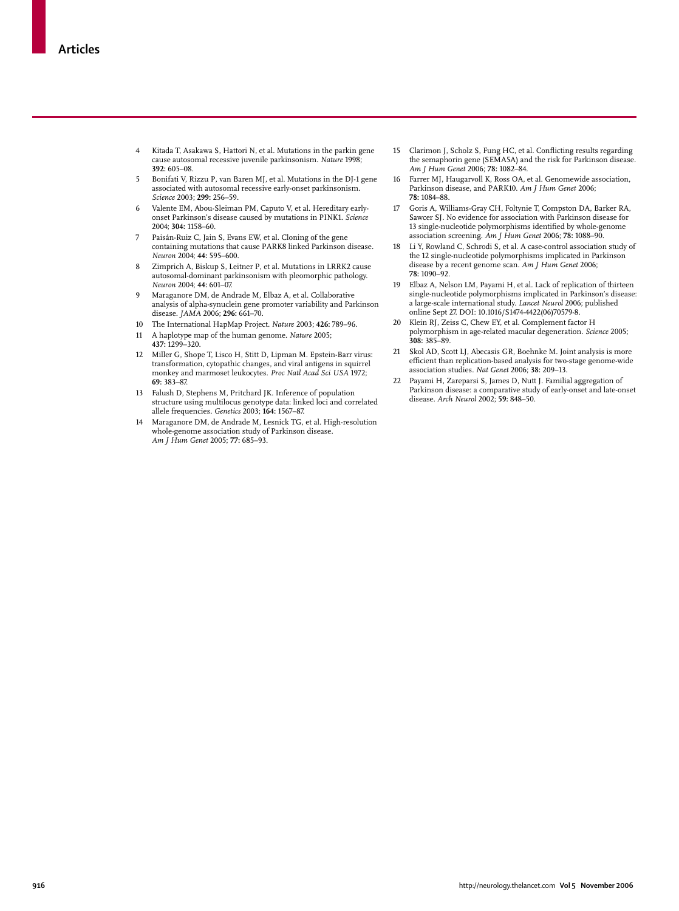4 Kitada T, Asakawa S, Hattori N, et al. Mutations in the parkin gene cause autosomal recessive juvenile parkinsonism. *Nature* 1998; **392:** 605–08.

5 Bonifati V, Rizzu P, van Baren MJ, et al. Mutations in the DJ-1 gene associated with autosomal recessive early-onset parkinsonism. *Science* 2003; **299:** 256–59.

6 Valente EM, Abou-Sleiman PM, Caputo V, et al. Hereditary early-onset Parkinson's disease caused by mutations in PINK1. *Science* 2004; **304:** 1158–60.

7 Paisán-Ruiz C, Jain S, Evans EW, et al. Cloning of the gene containing mutations that cause PARK8 linked Parkinson disease. *Neuron* 2004; **44:** 595–600.

8 Zimprich A, Biskup S, Leitner P, et al. Mutations in LRRK2 cause autosomal-dominant parkinsonism with pleomorphic pathology. *Neuron* 2004; **44:** 601–07.

9 Maraganore DM, de Andrade M, Elbaz A, et al. Collaborative analysis of alpha-synuclein gene promoter variability and Parkinson disease. *JAMA* 2006; **296:** 661–70.

10 The International HapMap Project. *Nature* 2003; **426:** 789–96.

11 A haplotype map of the human genome. *Nature* 2005; **437:** 1299–320.

12 Miller G, Shope T, Lisco H, Stitt D, Lipman M. Epstein-Barr virus: transformation, cytopathic changes, and viral antigens in squirrel monkey and marmoset leukocytes. *Proc Natl Acad Sci USA* 1972; **69:** 383–87.

13 Falush D, Stephens M, Pritchard JK. Inference of population structure using multilocus genotype data: linked loci and correlated allele frequencies. *Genetics* 2003; **164:** 1567–87.

14 Maraganore DM, de Andrade M, Lesnick TG, et al. High-resolution whole-genome association study of Parkinson disease. *Am J Hum Genet* 2005; **77:** 685–93.

15 Clarimon J, Scholz S, Fung HC, et al. Conflicting results regarding the semaphorin gene (SEMA5A) and the risk for Parkinson disease. *Am J Hum Genet* 2006; **78:** 1082–84.

16 Farrer MJ, Haugarvoll K, Ross OA, et al. Genomewide association, Parkinson disease, and PARK10. *Am J Hum Genet* 2006; **78:** 1084–88.

17 Goris A, Williams-Gray CH, Foltynie T, Compston DA, Barker RA, Sawcer SJ. No evidence for association with Parkinson disease for 13 single-nucleotide polymorphisms identified by whole-genome association screening. *Am J Hum Genet* 2006; **78:** 1088–90.

18 Li Y, Rowland C, Schrodi S, et al. A case-control association study of the 12 single-nucleotide polymorphisms implicated in Parkinson disease by a recent genome scan. *Am J Hum Genet* 2006; **78:** 1090–92.

19 Elbaz A, Nelson LM, Payami H, et al. Lack of replication of thirteen single-nucleotide polymorphisms implicated in Parkinson's disease: a large-scale international study. *Lancet Neurol* 2006; published online Sept 27. DOI: 10.1016/S1474-4422(06)70579-8.

20 Klein RJ, Zeiss C, Chew EY, et al. Complement factor H polymorphism in age-related macular degeneration. *Science* 2005; **308:** 385–89.

21 Skol AD, Scott LJ, Abecasis GR, Boehnke M. Joint analysis is more efficient than replication-based analysis for two-stage genome-wide association studies. *Nat Genet* 2006; **38:** 209–13.

22 Payami H, Zareparsi S, James D, Nutt J. Familial aggregation of Parkinson disease: a comparative study of early-onset and late-onset disease. *Arch Neurol* 2002; **59:** 848–50.